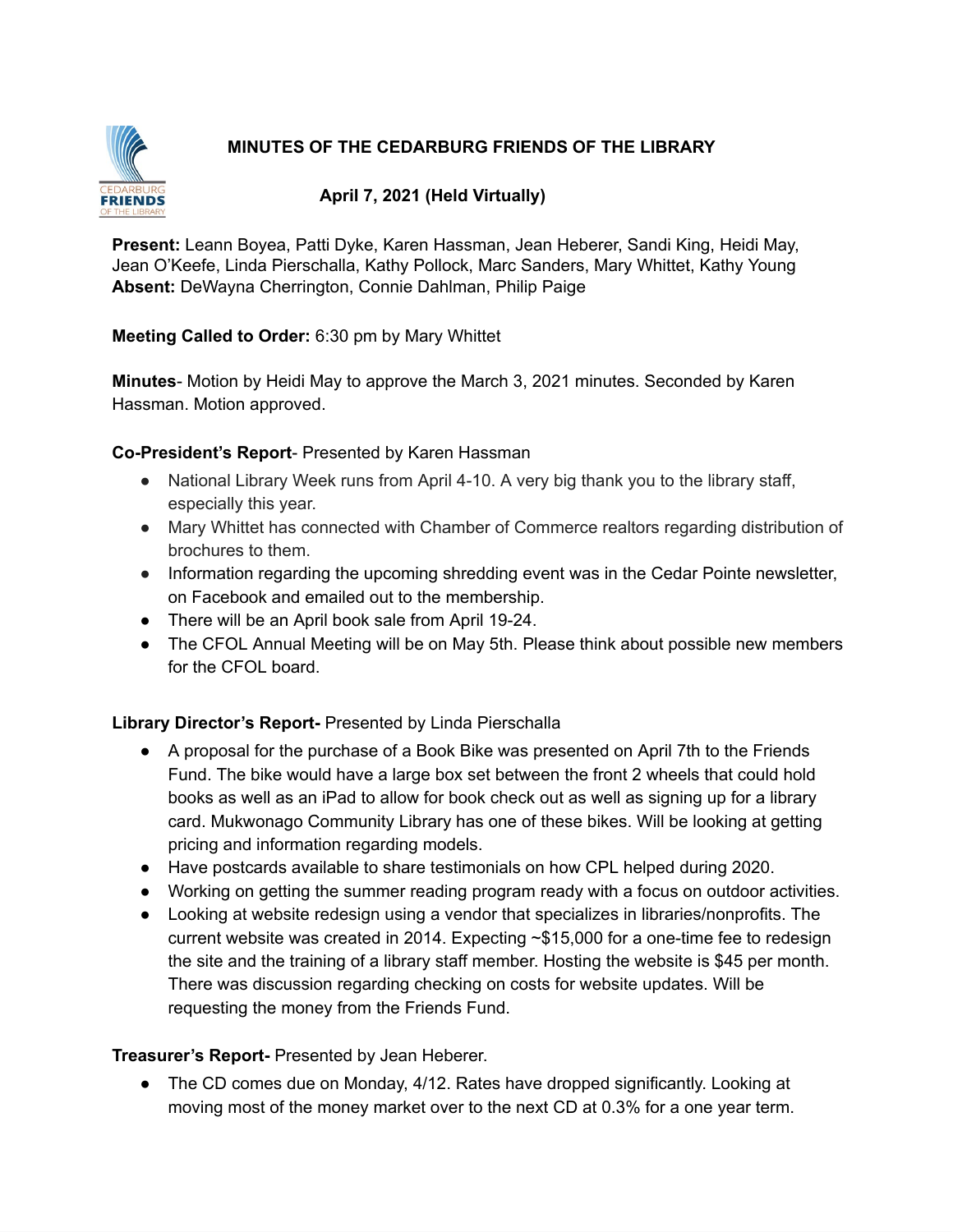# MINUTES OF THE CEDARBURG FRIENDS OF THE LIBRARY

## April 7, 2021 (Held Virtually)

**Present:** Leann Boyea, Patti Dyke, Karen Hassman, Jean Heberer, Sandi King, Heidi May, Jean O'Keefe, Linda Pierschalla, Kathy Pollock, Marc Sanders, Mary Whittet, Kathy Young
**Absent:** DeWayna Cherrington, Connie Dahlman, Philip Paige

**Meeting Called to Order:** 6:30 pm by Mary Whittet

**Minutes**- Motion by Heidi May to approve the March 3, 2021 minutes. Seconded by Karen Hassman. Motion approved.

**Co-President's Report**- Presented by Karen Hassman

- National Library Week runs from April 4-10. A very big thank you to the library staff, especially this year.
- Mary Whittet has connected with Chamber of Commerce realtors regarding distribution of brochures to them.
- Information regarding the upcoming shredding event was in the Cedar Pointe newsletter, on Facebook and emailed out to the membership.
- There will be an April book sale from April 19-24.
- The CFOL Annual Meeting will be on May 5th. Please think about possible new members for the CFOL board.

**Library Director's Report-** Presented by Linda Pierschalla

- A proposal for the purchase of a Book Bike was presented on April 7th to the Friends Fund. The bike would have a large box set between the front 2 wheels that could hold books as well as an iPad to allow for book check out as well as signing up for a library card. Mukwonago Community Library has one of these bikes. Will be looking at getting pricing and information regarding models.
- Have postcards available to share testimonials on how CPL helped during 2020.
- Working on getting the summer reading program ready with a focus on outdoor activities.
- Looking at website redesign using a vendor that specializes in libraries/nonprofits. The current website was created in 2014. Expecting ~$15,000 for a one-time fee to redesign the site and the training of a library staff member. Hosting the website is $45 per month. There was discussion regarding checking on costs for website updates. Will be requesting the money from the Friends Fund.

**Treasurer's Report-** Presented by Jean Heberer.

- The CD comes due on Monday, 4/12. Rates have dropped significantly. Looking at moving most of the money market over to the next CD at 0.3% for a one year term.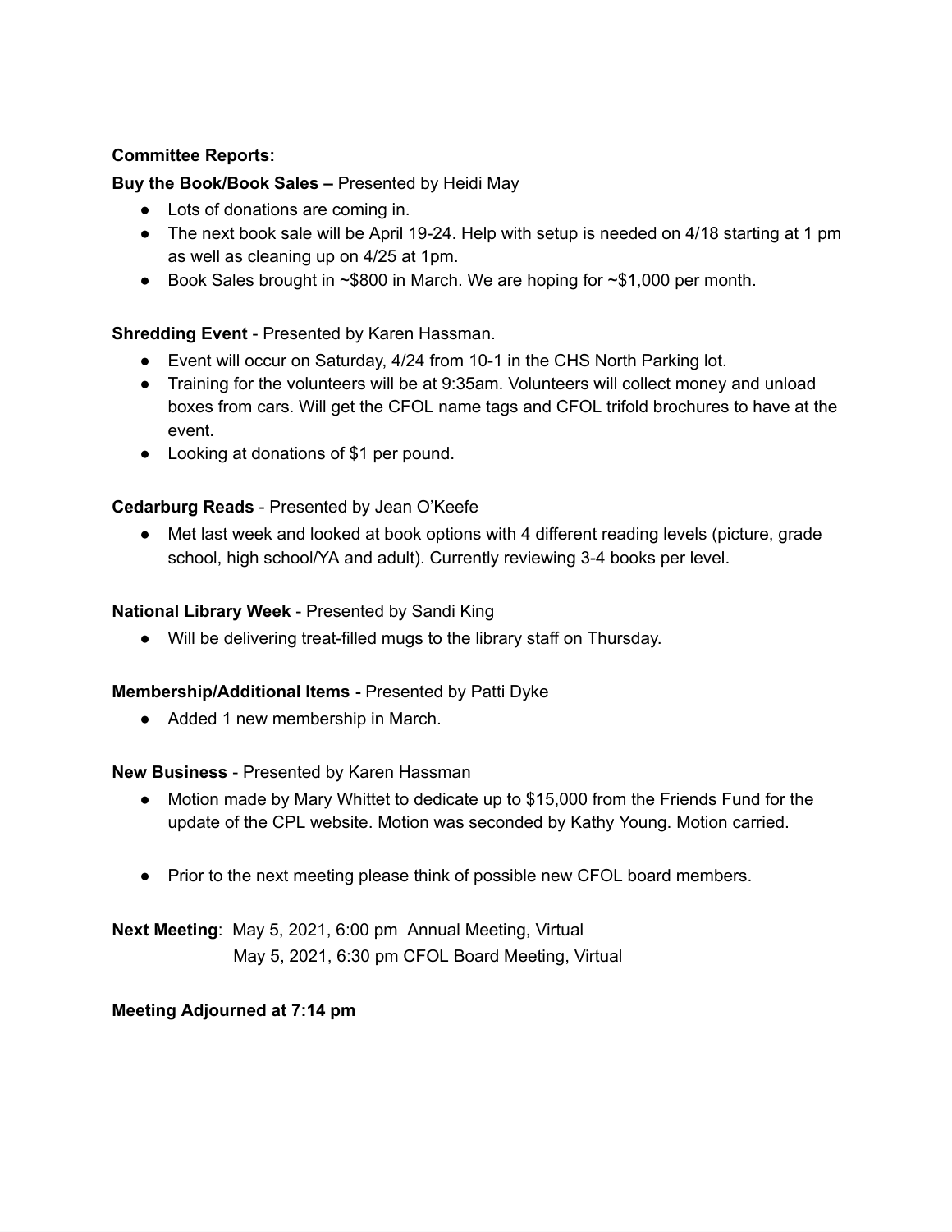**Committee Reports:**

**Buy the Book/Book Sales –** Presented by Heidi May

- Lots of donations are coming in.
- The next book sale will be April 19-24. Help with setup is needed on 4/18 starting at 1 pm as well as cleaning up on 4/25 at 1pm.
- Book Sales brought in ~$800 in March. We are hoping for ~$1,000 per month.

**Shredding Event** - Presented by Karen Hassman.

- Event will occur on Saturday, 4/24 from 10-1 in the CHS North Parking lot.
- Training for the volunteers will be at 9:35am. Volunteers will collect money and unload boxes from cars. Will get the CFOL name tags and CFOL trifold brochures to have at the event.
- Looking at donations of $1 per pound.

**Cedarburg Reads** - Presented by Jean O'Keefe

- Met last week and looked at book options with 4 different reading levels (picture, grade school, high school/YA and adult). Currently reviewing 3-4 books per level.

**National Library Week** - Presented by Sandi King

- Will be delivering treat-filled mugs to the library staff on Thursday.

**Membership/Additional Items -** Presented by Patti Dyke

- Added 1 new membership in March.

**New Business** - Presented by Karen Hassman

- Motion made by Mary Whittet to dedicate up to $15,000 from the Friends Fund for the update of the CPL website. Motion was seconded by Kathy Young. Motion carried.

- Prior to the next meeting please think of possible new CFOL board members.

**Next Meeting**: May 5, 2021, 6:00 pm Annual Meeting, Virtual
May 5, 2021, 6:30 pm CFOL Board Meeting, Virtual

**Meeting Adjourned at 7:14 pm**